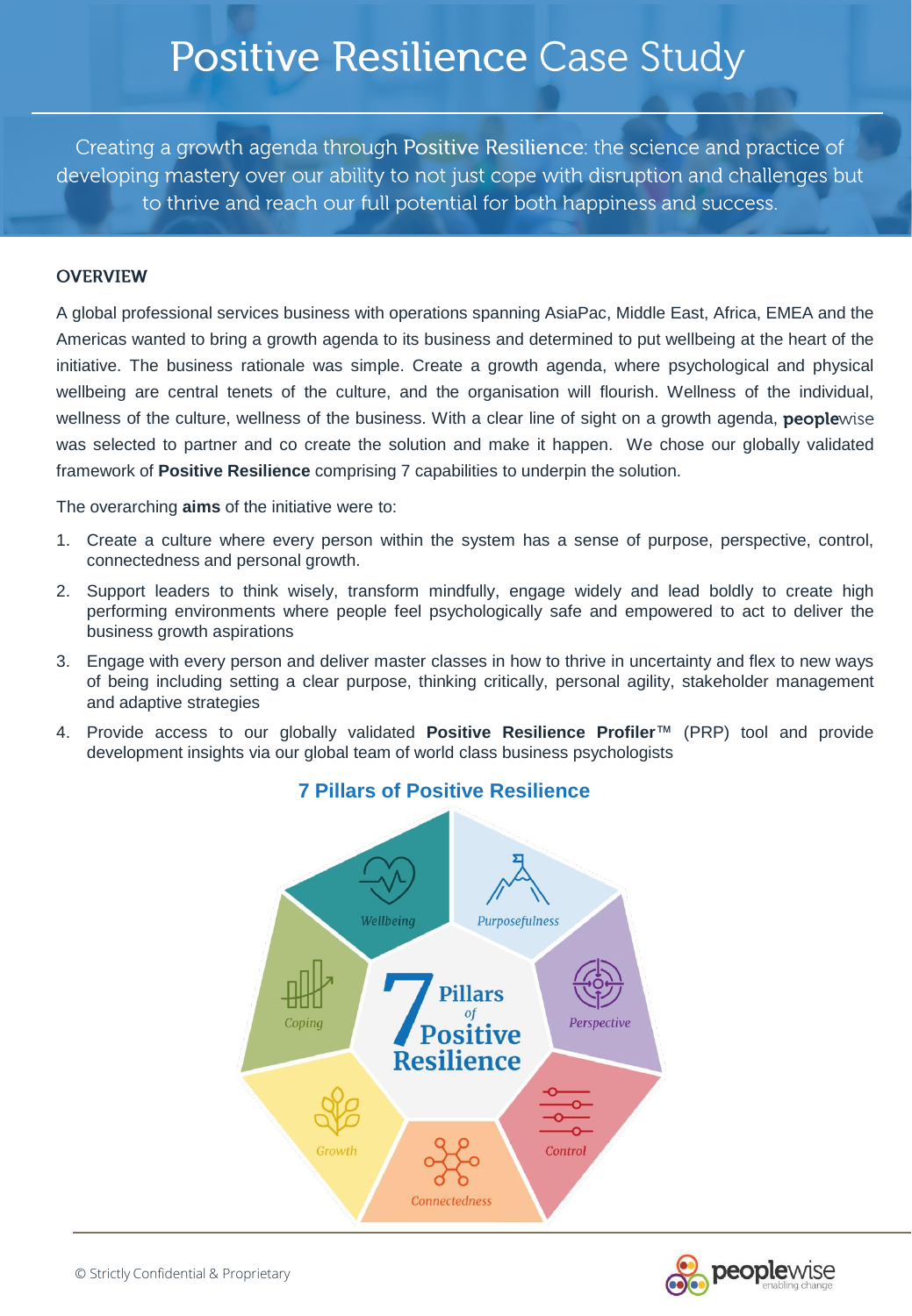# Positive Resilience Case Study

Creating a growth agenda through **Positive Resilience**: the science and practice of developing mastery over our ability to not just cope with disruption and challenges but to thrive and reach our full potential for both happiness and success.

## OVERVIEW

A global professional services business with operations spanning AsiaPac, Middle East, Africa, EMEA and the Americas wanted to bring a growth agenda to its business and determined to put wellbeing at the heart of the initiative. The business rationale was simple. Create a growth agenda, where psychological and physical wellbeing are central tenets of the culture, and the organisation will flourish. Wellness of the individual, wellness of the culture, wellness of the business. With a clear line of sight on a growth agenda, **people**wise was selected to partner and co create the solution and make it happen. We chose our globally validated framework of **Positive Resilience** comprising 7 capabilities to underpin the solution.

The overarching **aims** of the initiative were to:

1. Create a culture where every person within the system has a sense of purpose, perspective, control, connectedness and personal growth.
2. Support leaders to think wisely, transform mindfully, engage widely and lead boldly to create high performing environments where people feel psychologically safe and empowered to act to deliver the business growth aspirations
3. Engage with every person and deliver master classes in how to thrive in uncertainty and flex to new ways of being including setting a clear purpose, thinking critically, personal agility, stakeholder management and adaptive strategies
4. Provide access to our globally validated **Positive Resilience Profiler**™ (PRP) tool and provide development insights via our global team of world class business psychologists

### 7 Pillars of Positive Resilience

- Wellbeing
- Purposefulness
- Perspective
- Control
- Connectedness
- Growth
- Coping

© Strictly Confidential & Proprietary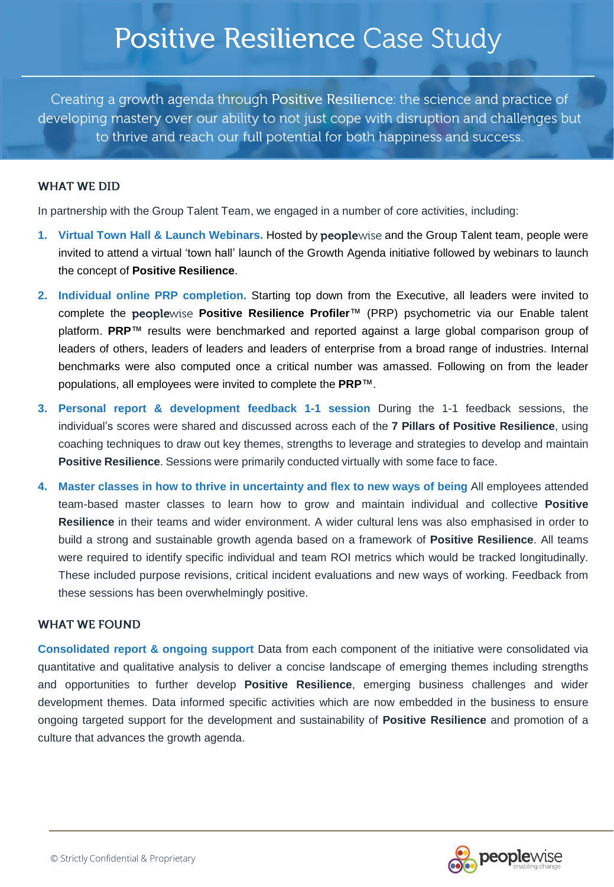# Positive Resilience Case Study

Creating a growth agenda through **Positive Resilience**: the science and practice of developing mastery over our ability to not just cope with disruption and challenges but to thrive and reach our full potential for both happiness and success.

## WHAT WE DID

In partnership with the Group Talent Team, we engaged in a number of core activities, including:

1. **Virtual Town Hall & Launch Webinars.** Hosted by **people**wise and the Group Talent team, people were invited to attend a virtual 'town hall' launch of the Growth Agenda initiative followed by webinars to launch the concept of **Positive Resilience**.
2. **Individual online PRP completion.** Starting top down from the Executive, all leaders were invited to complete the **people**wise **Positive Resilience Profiler**™ (PRP) psychometric via our Enable talent platform. **PRP**™ results were benchmarked and reported against a large global comparison group of leaders of others, leaders of leaders and leaders of enterprise from a broad range of industries. Internal benchmarks were also computed once a critical number was amassed. Following on from the leader populations, all employees were invited to complete the **PRP**™.
3. **Personal report & development feedback 1-1 session** During the 1-1 feedback sessions, the individual's scores were shared and discussed across each of the **7 Pillars of Positive Resilience**, using coaching techniques to draw out key themes, strengths to leverage and strategies to develop and maintain **Positive Resilience**. Sessions were primarily conducted virtually with some face to face.
4. **Master classes in how to thrive in uncertainty and flex to new ways of being** All employees attended team-based master classes to learn how to grow and maintain individual and collective **Positive Resilience** in their teams and wider environment. A wider cultural lens was also emphasised in order to build a strong and sustainable growth agenda based on a framework of **Positive Resilience**. All teams were required to identify specific individual and team ROI metrics which would be tracked longitudinally. These included purpose revisions, critical incident evaluations and new ways of working. Feedback from these sessions has been overwhelmingly positive.

## WHAT WE FOUND

**Consolidated report & ongoing support** Data from each component of the initiative were consolidated via quantitative and qualitative analysis to deliver a concise landscape of emerging themes including strengths and opportunities to further develop **Positive Resilience**, emerging business challenges and wider development themes. Data informed specific activities which are now embedded in the business to ensure ongoing targeted support for the development and sustainability of **Positive Resilience** and promotion of a culture that advances the growth agenda.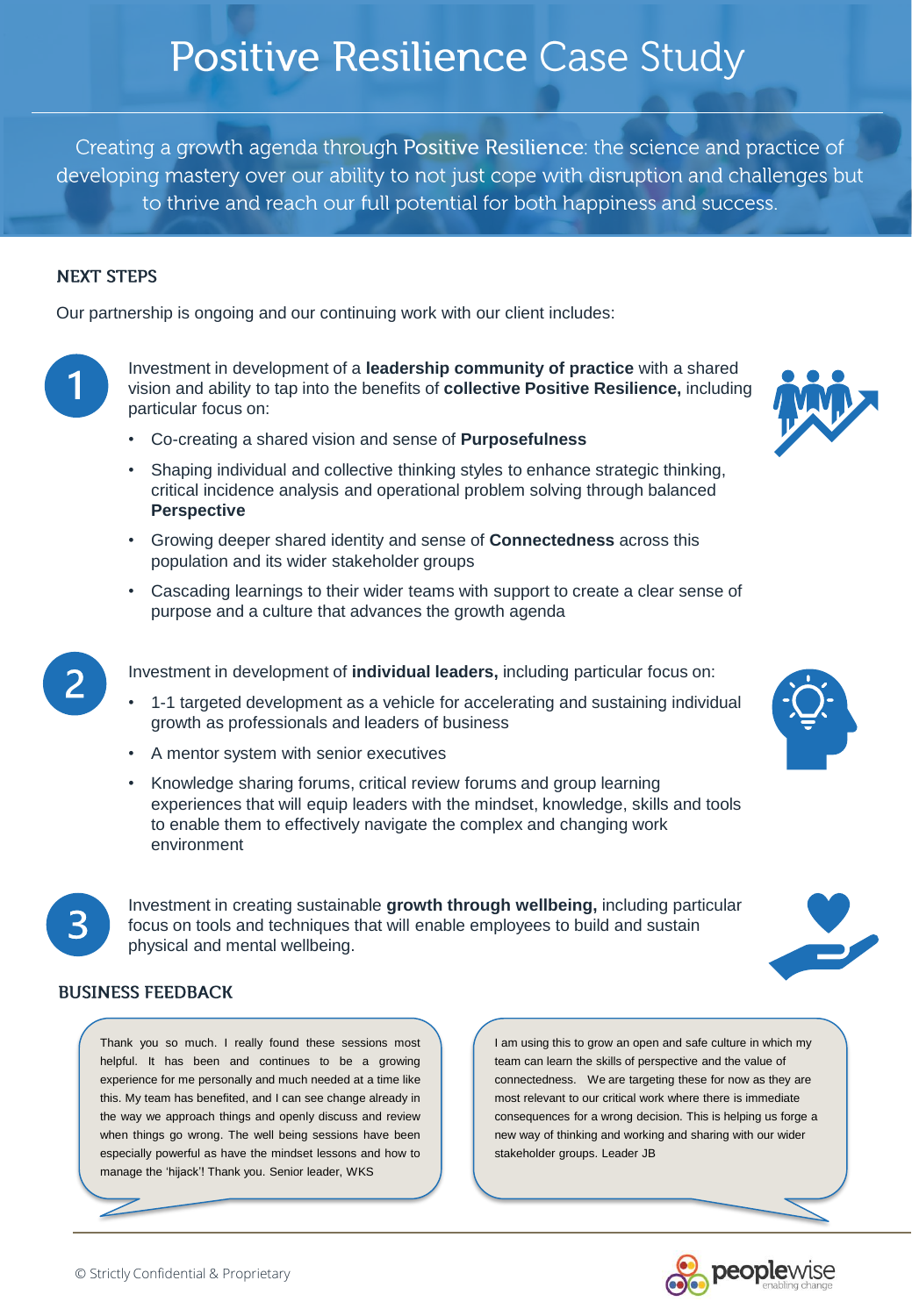# Positive Resilience Case Study

Creating a growth agenda through **Positive Resilience**: the science and practice of developing mastery over our ability to not just cope with disruption and challenges but to thrive and reach our full potential for both happiness and success.

## NEXT STEPS

Our partnership is ongoing and our continuing work with our client includes:

1. Investment in development of a **leadership community of practice** with a shared vision and ability to tap into the benefits of **collective Positive Resilience,** including particular focus on:
   - Co-creating a shared vision and sense of **Purposefulness**
   - Shaping individual and collective thinking styles to enhance strategic thinking, critical incidence analysis and operational problem solving through balanced **Perspective**
   - Growing deeper shared identity and sense of **Connectedness** across this population and its wider stakeholder groups
   - Cascading learnings to their wider teams with support to create a clear sense of purpose and a culture that advances the growth agenda

2. Investment in development of **individual leaders,** including particular focus on:
   - 1-1 targeted development as a vehicle for accelerating and sustaining individual growth as professionals and leaders of business
   - A mentor system with senior executives
   - Knowledge sharing forums, critical review forums and group learning experiences that will equip leaders with the mindset, knowledge, skills and tools to enable them to effectively navigate the complex and changing work environment

3. Investment in creating sustainable **growth through wellbeing,** including particular focus on tools and techniques that will enable employees to build and sustain physical and mental wellbeing.

## BUSINESS FEEDBACK

Thank you so much. I really found these sessions most helpful. It has been and continues to be a growing experience for me personally and much needed at a time like this. My team has benefited, and I can see change already in the way we approach things and openly discuss and review when things go wrong. The well being sessions have been especially powerful as have the mindset lessons and how to manage the 'hijack'! Thank you. Senior leader, WKS

I am using this to grow an open and safe culture in which my team can learn the skills of perspective and the value of connectedness. We are targeting these for now as they are most relevant to our critical work where there is immediate consequences for a wrong decision. This is helping us forge a new way of thinking and working and sharing with our wider stakeholder groups. Leader JB

© Strictly Confidential & Proprietary

peoplewise enabling change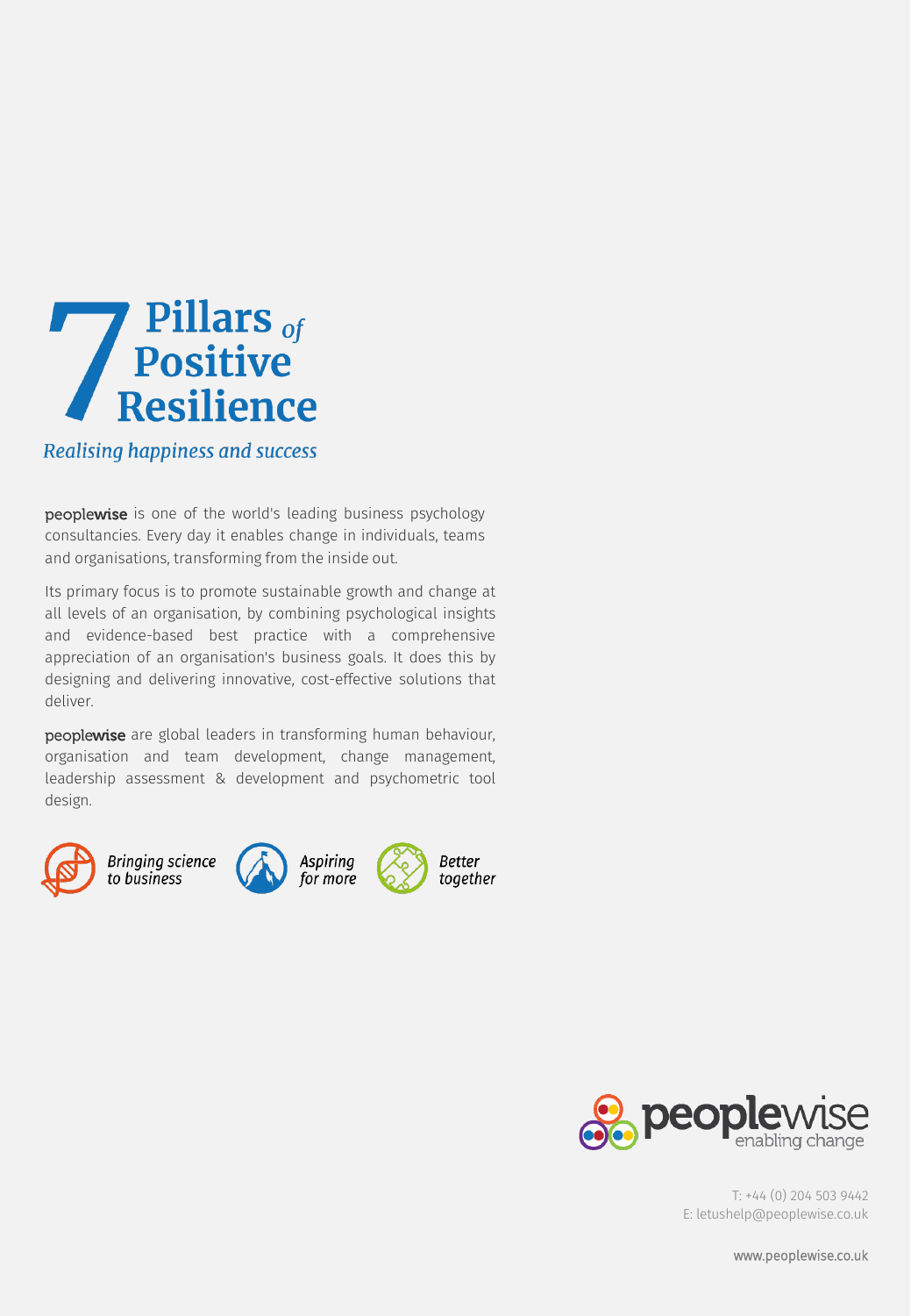# 7 Pillars *of* Positive Resilience

*Realising happiness and success*

**peoplewise** is one of the world's leading business psychology consultancies. Every day it enables change in individuals, teams and organisations, transforming from the inside out.

Its primary focus is to promote sustainable growth and change at all levels of an organisation, by combining psychological insights and evidence-based best practice with a comprehensive appreciation of an organisation's business goals. It does this by designing and delivering innovative, cost-effective solutions that deliver.

**peoplewise** are global leaders in transforming human behaviour, organisation and team development, change management, leadership assessment & development and psychometric tool design.

*Bringing science to business*

*Aspiring for more*

*Better together*

peoplewise
enabling change

T: +44 (0) 204 503 9442
E: letushelp@peoplewise.co.uk

www.peoplewise.co.uk